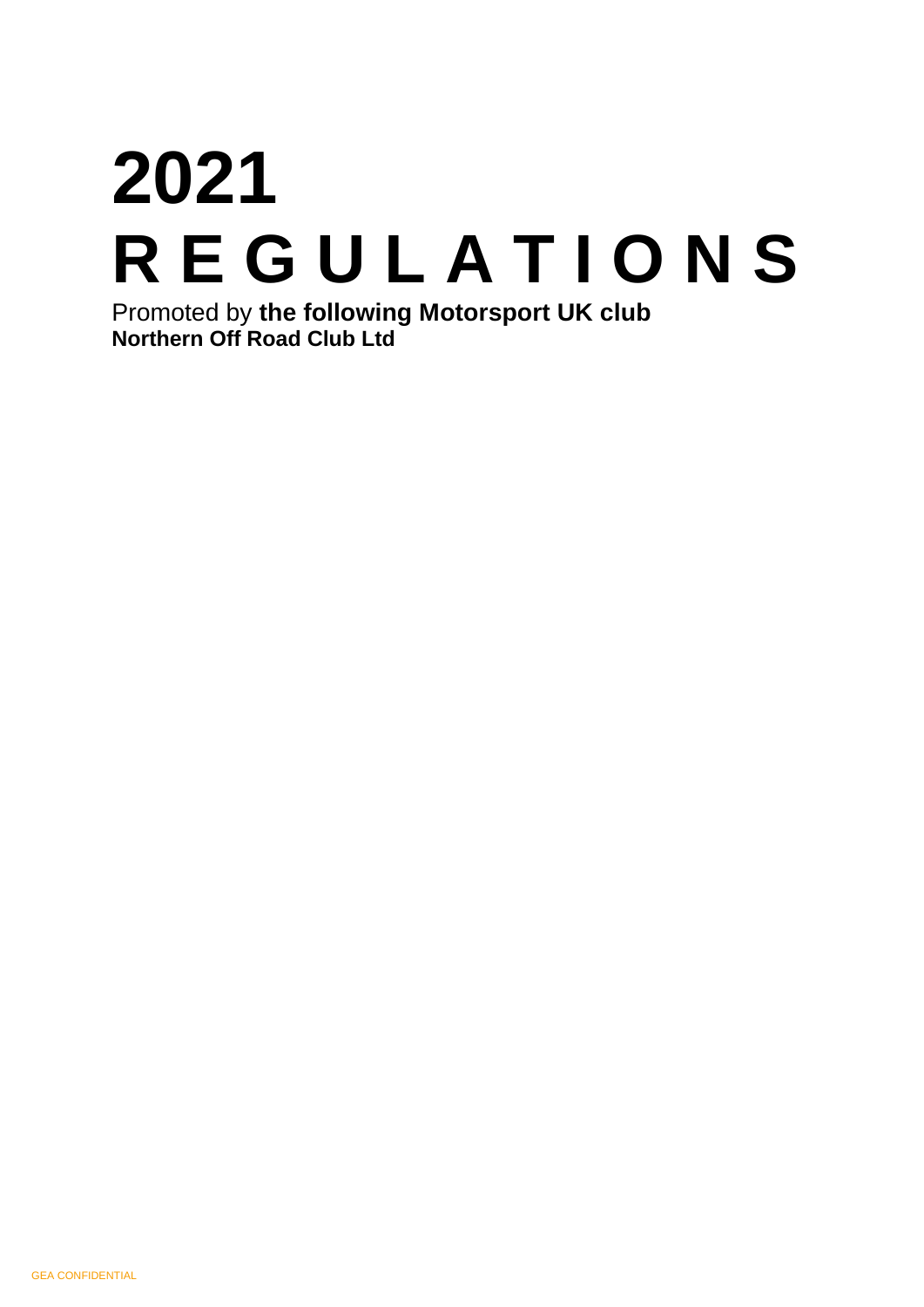# 2021

# R E G U L A T I O N S

Promoted by **the following Motorsport UK club**
**Northern Off Road Club Ltd**

GEA CONFIDENTIAL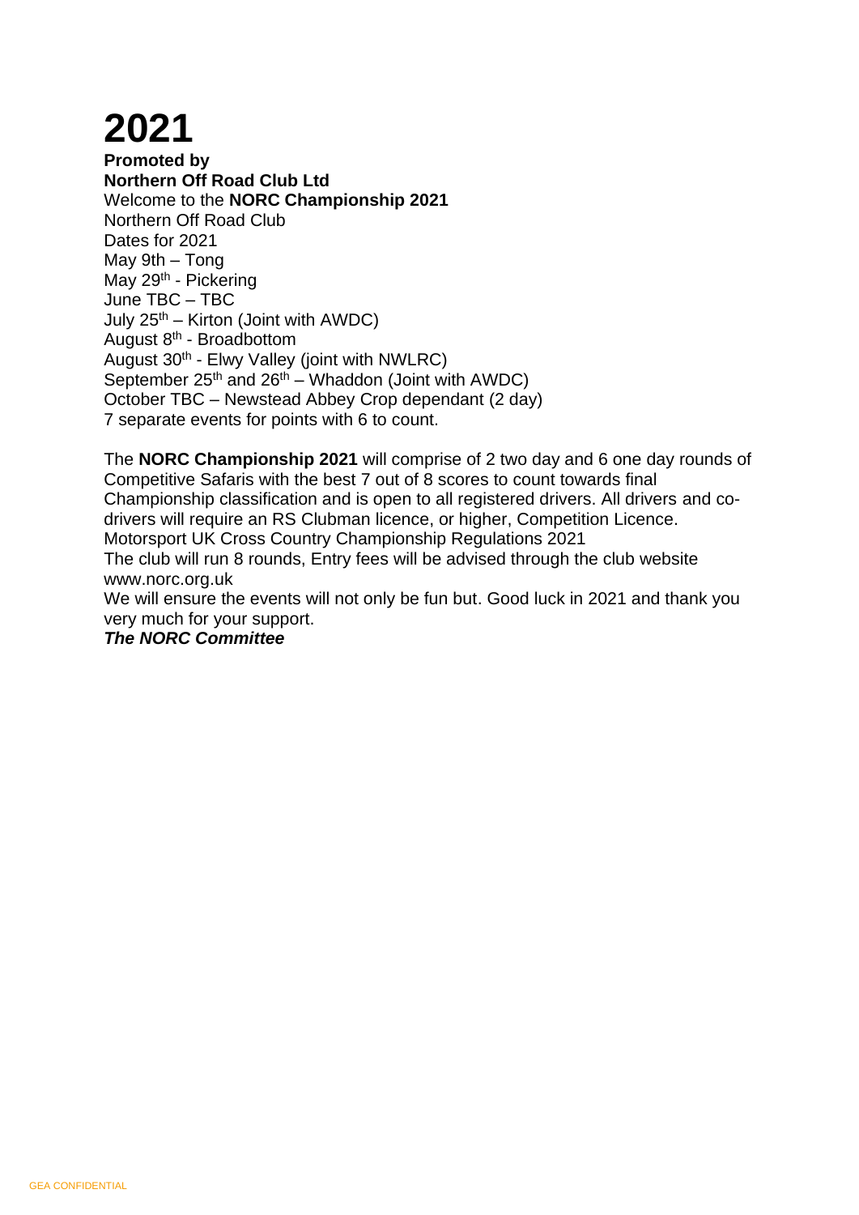# 2021

**Promoted by**
**Northern Off Road Club Ltd**
Welcome to the **NORC Championship 2021**
Northern Off Road Club
Dates for 2021
May 9th – Tong
May 29th - Pickering
June TBC – TBC
July 25th – Kirton (Joint with AWDC)
August 8th - Broadbottom
August 30th - Elwy Valley (joint with NWLRC)
September 25th and 26th – Whaddon (Joint with AWDC)
October TBC – Newstead Abbey Crop dependant (2 day)
7 separate events for points with 6 to count.

The **NORC Championship 2021** will comprise of 2 two day and 6 one day rounds of Competitive Safaris with the best 7 out of 8 scores to count towards final Championship classification and is open to all registered drivers. All drivers and co-drivers will require an RS Clubman licence, or higher, Competition Licence.
Motorsport UK Cross Country Championship Regulations 2021
The club will run 8 rounds, Entry fees will be advised through the club website www.norc.org.uk
We will ensure the events will not only be fun but. Good luck in 2021 and thank you very much for your support.
***The NORC Committee***

GEA CONFIDENTIAL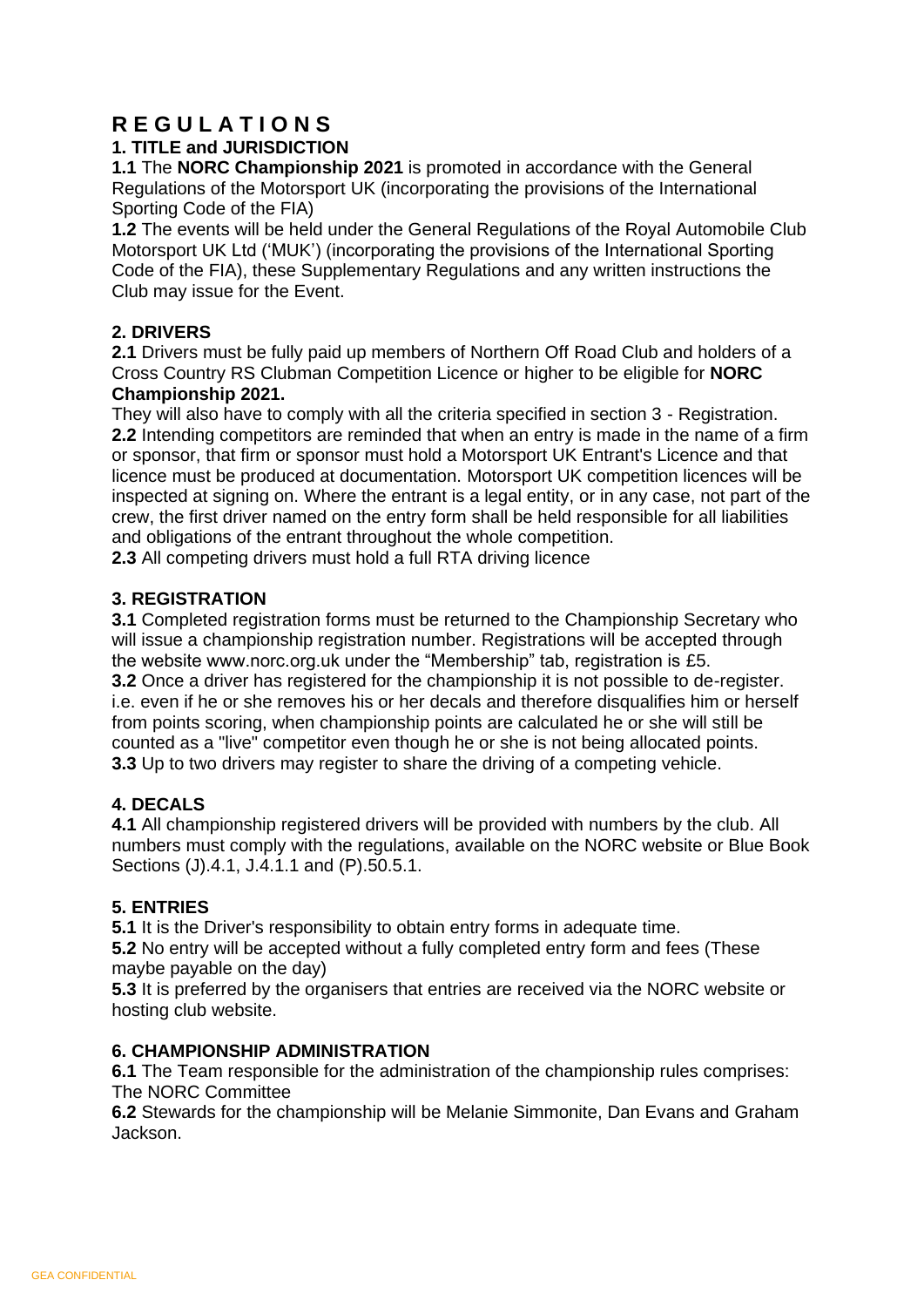# R E G U L A T I O N S

## 1. TITLE and JURISDICTION

**1.1** The **NORC Championship 2021** is promoted in accordance with the General Regulations of the Motorsport UK (incorporating the provisions of the International Sporting Code of the FIA)

**1.2** The events will be held under the General Regulations of the Royal Automobile Club Motorsport UK Ltd ('MUK') (incorporating the provisions of the International Sporting Code of the FIA), these Supplementary Regulations and any written instructions the Club may issue for the Event.

## 2. DRIVERS

**2.1** Drivers must be fully paid up members of Northern Off Road Club and holders of a Cross Country RS Clubman Competition Licence or higher to be eligible for **NORC Championship 2021.**

They will also have to comply with all the criteria specified in section 3 - Registration.

**2.2** Intending competitors are reminded that when an entry is made in the name of a firm or sponsor, that firm or sponsor must hold a Motorsport UK Entrant's Licence and that licence must be produced at documentation. Motorsport UK competition licences will be inspected at signing on. Where the entrant is a legal entity, or in any case, not part of the crew, the first driver named on the entry form shall be held responsible for all liabilities and obligations of the entrant throughout the whole competition.

**2.3** All competing drivers must hold a full RTA driving licence

## 3. REGISTRATION

**3.1** Completed registration forms must be returned to the Championship Secretary who will issue a championship registration number. Registrations will be accepted through the website www.norc.org.uk under the "Membership" tab, registration is £5.

**3.2** Once a driver has registered for the championship it is not possible to de-register. i.e. even if he or she removes his or her decals and therefore disqualifies him or herself from points scoring, when championship points are calculated he or she will still be counted as a "live" competitor even though he or she is not being allocated points.

**3.3** Up to two drivers may register to share the driving of a competing vehicle.

## 4. DECALS

**4.1** All championship registered drivers will be provided with numbers by the club. All numbers must comply with the regulations, available on the NORC website or Blue Book Sections (J).4.1, J.4.1.1 and (P).50.5.1.

## 5. ENTRIES

**5.1** It is the Driver's responsibility to obtain entry forms in adequate time.

**5.2** No entry will be accepted without a fully completed entry form and fees (These maybe payable on the day)

**5.3** It is preferred by the organisers that entries are received via the NORC website or hosting club website.

## 6. CHAMPIONSHIP ADMINISTRATION

**6.1** The Team responsible for the administration of the championship rules comprises: The NORC Committee

**6.2** Stewards for the championship will be Melanie Simmonite, Dan Evans and Graham Jackson.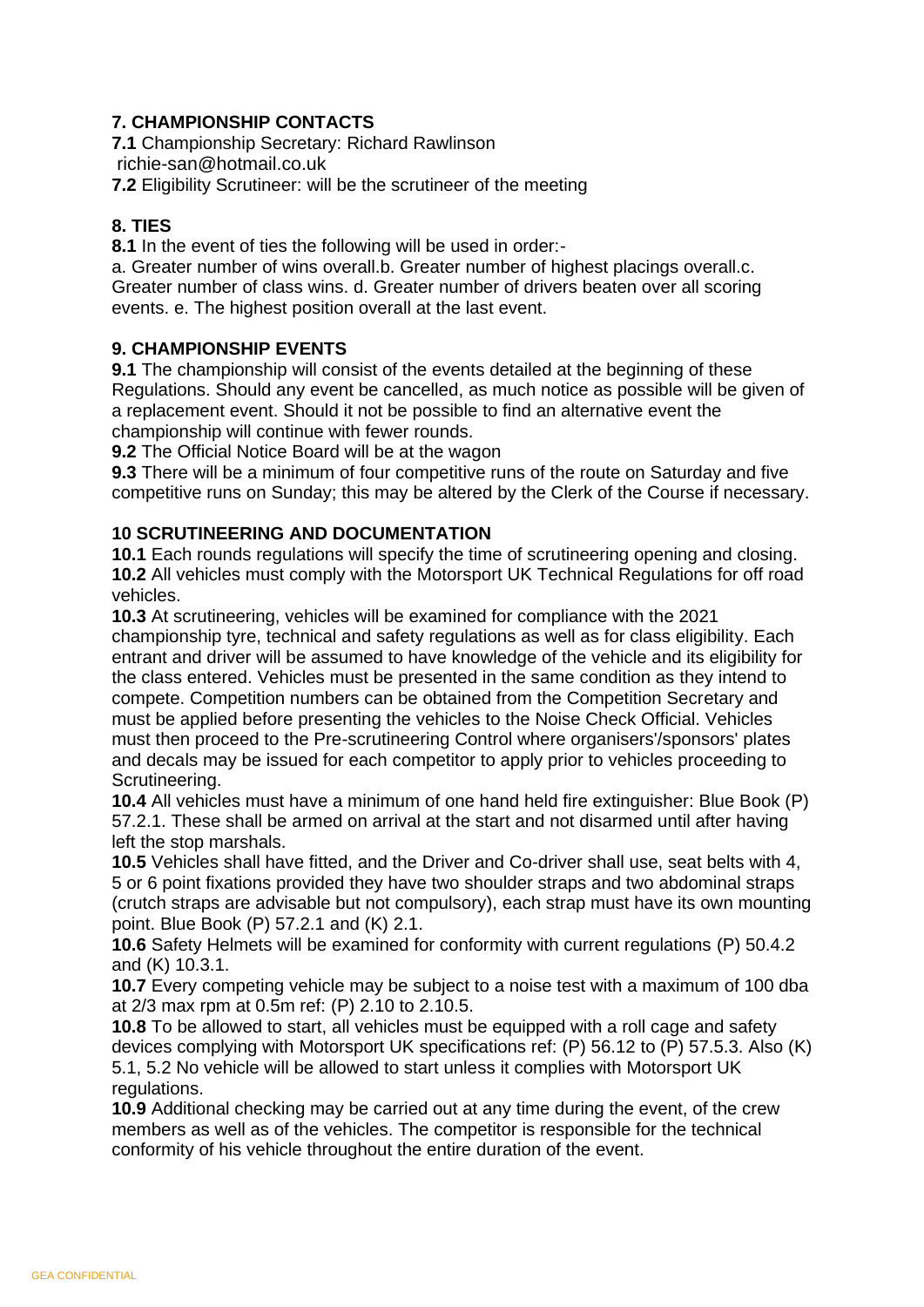## 7. CHAMPIONSHIP CONTACTS

**7.1** Championship Secretary: Richard Rawlinson
richie-san@hotmail.co.uk

**7.2** Eligibility Scrutineer: will be the scrutineer of the meeting

## 8. TIES

**8.1** In the event of ties the following will be used in order:-

a. Greater number of wins overall.b. Greater number of highest placings overall.c. Greater number of class wins. d. Greater number of drivers beaten over all scoring events. e. The highest position overall at the last event.

## 9. CHAMPIONSHIP EVENTS

**9.1** The championship will consist of the events detailed at the beginning of these Regulations. Should any event be cancelled, as much notice as possible will be given of a replacement event. Should it not be possible to find an alternative event the championship will continue with fewer rounds.

**9.2** The Official Notice Board will be at the wagon

**9.3** There will be a minimum of four competitive runs of the route on Saturday and five competitive runs on Sunday; this may be altered by the Clerk of the Course if necessary.

## 10 SCRUTINEERING AND DOCUMENTATION

**10.1** Each rounds regulations will specify the time of scrutineering opening and closing.

**10.2** All vehicles must comply with the Motorsport UK Technical Regulations for off road vehicles.

**10.3** At scrutineering, vehicles will be examined for compliance with the 2021 championship tyre, technical and safety regulations as well as for class eligibility. Each entrant and driver will be assumed to have knowledge of the vehicle and its eligibility for the class entered. Vehicles must be presented in the same condition as they intend to compete. Competition numbers can be obtained from the Competition Secretary and must be applied before presenting the vehicles to the Noise Check Official. Vehicles must then proceed to the Pre-scrutineering Control where organisers'/sponsors' plates and decals may be issued for each competitor to apply prior to vehicles proceeding to Scrutineering.

**10.4** All vehicles must have a minimum of one hand held fire extinguisher: Blue Book (P) 57.2.1. These shall be armed on arrival at the start and not disarmed until after having left the stop marshals.

**10.5** Vehicles shall have fitted, and the Driver and Co-driver shall use, seat belts with 4, 5 or 6 point fixations provided they have two shoulder straps and two abdominal straps (crutch straps are advisable but not compulsory), each strap must have its own mounting point. Blue Book (P) 57.2.1 and (K) 2.1.

**10.6** Safety Helmets will be examined for conformity with current regulations (P) 50.4.2 and (K) 10.3.1.

**10.7** Every competing vehicle may be subject to a noise test with a maximum of 100 dba at 2/3 max rpm at 0.5m ref: (P) 2.10 to 2.10.5.

**10.8** To be allowed to start, all vehicles must be equipped with a roll cage and safety devices complying with Motorsport UK specifications ref: (P) 56.12 to (P) 57.5.3. Also (K) 5.1, 5.2 No vehicle will be allowed to start unless it complies with Motorsport UK regulations.

**10.9** Additional checking may be carried out at any time during the event, of the crew members as well as of the vehicles. The competitor is responsible for the technical conformity of his vehicle throughout the entire duration of the event.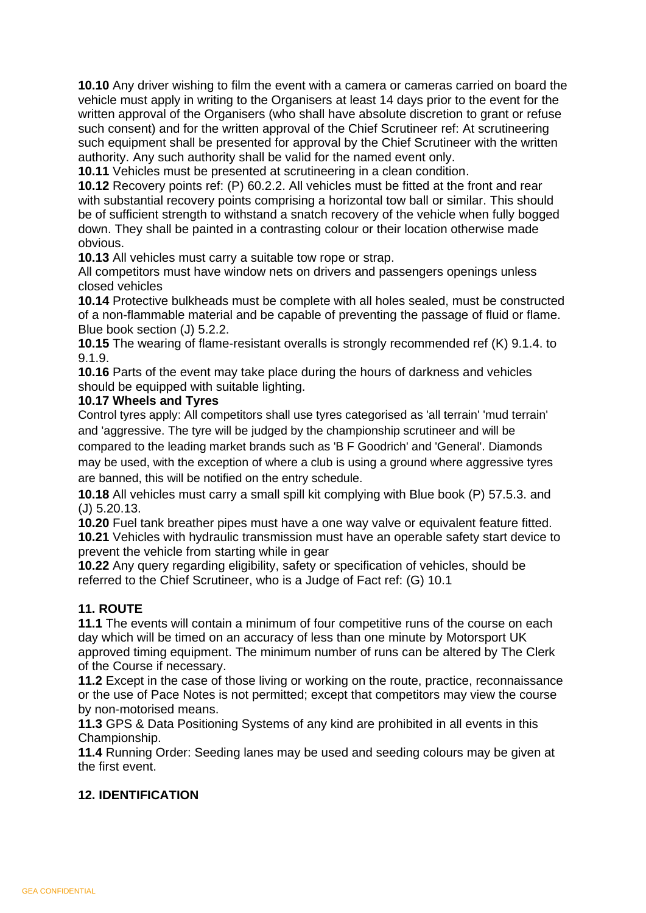**10.10** Any driver wishing to film the event with a camera or cameras carried on board the vehicle must apply in writing to the Organisers at least 14 days prior to the event for the written approval of the Organisers (who shall have absolute discretion to grant or refuse such consent) and for the written approval of the Chief Scrutineer ref: At scrutineering such equipment shall be presented for approval by the Chief Scrutineer with the written authority. Any such authority shall be valid for the named event only.
**10.11** Vehicles must be presented at scrutineering in a clean condition.
**10.12** Recovery points ref: (P) 60.2.2. All vehicles must be fitted at the front and rear with substantial recovery points comprising a horizontal tow ball or similar. This should be of sufficient strength to withstand a snatch recovery of the vehicle when fully bogged down. They shall be painted in a contrasting colour or their location otherwise made obvious.
**10.13** All vehicles must carry a suitable tow rope or strap.
All competitors must have window nets on drivers and passengers openings unless closed vehicles
**10.14** Protective bulkheads must be complete with all holes sealed, must be constructed of a non-flammable material and be capable of preventing the passage of fluid or flame. Blue book section (J) 5.2.2.
**10.15** The wearing of flame-resistant overalls is strongly recommended ref (K) 9.1.4. to 9.1.9.
**10.16** Parts of the event may take place during the hours of darkness and vehicles should be equipped with suitable lighting.
**10.17 Wheels and Tyres**
Control tyres apply: All competitors shall use tyres categorised as 'all terrain' 'mud terrain' and 'aggressive. The tyre will be judged by the championship scrutineer and will be compared to the leading market brands such as 'B F Goodrich' and 'General'. Diamonds may be used, with the exception of where a club is using a ground where aggressive tyres are banned, this will be notified on the entry schedule.
**10.18** All vehicles must carry a small spill kit complying with Blue book (P) 57.5.3. and (J) 5.20.13.
**10.20** Fuel tank breather pipes must have a one way valve or equivalent feature fitted.
**10.21** Vehicles with hydraulic transmission must have an operable safety start device to prevent the vehicle from starting while in gear
**10.22** Any query regarding eligibility, safety or specification of vehicles, should be referred to the Chief Scrutineer, who is a Judge of Fact ref: (G) 10.1

**11. ROUTE**
**11.1** The events will contain a minimum of four competitive runs of the course on each day which will be timed on an accuracy of less than one minute by Motorsport UK approved timing equipment. The minimum number of runs can be altered by The Clerk of the Course if necessary.
**11.2** Except in the case of those living or working on the route, practice, reconnaissance or the use of Pace Notes is not permitted; except that competitors may view the course by non-motorised means.
**11.3** GPS & Data Positioning Systems of any kind are prohibited in all events in this Championship.
**11.4** Running Order: Seeding lanes may be used and seeding colours may be given at the first event.

**12. IDENTIFICATION**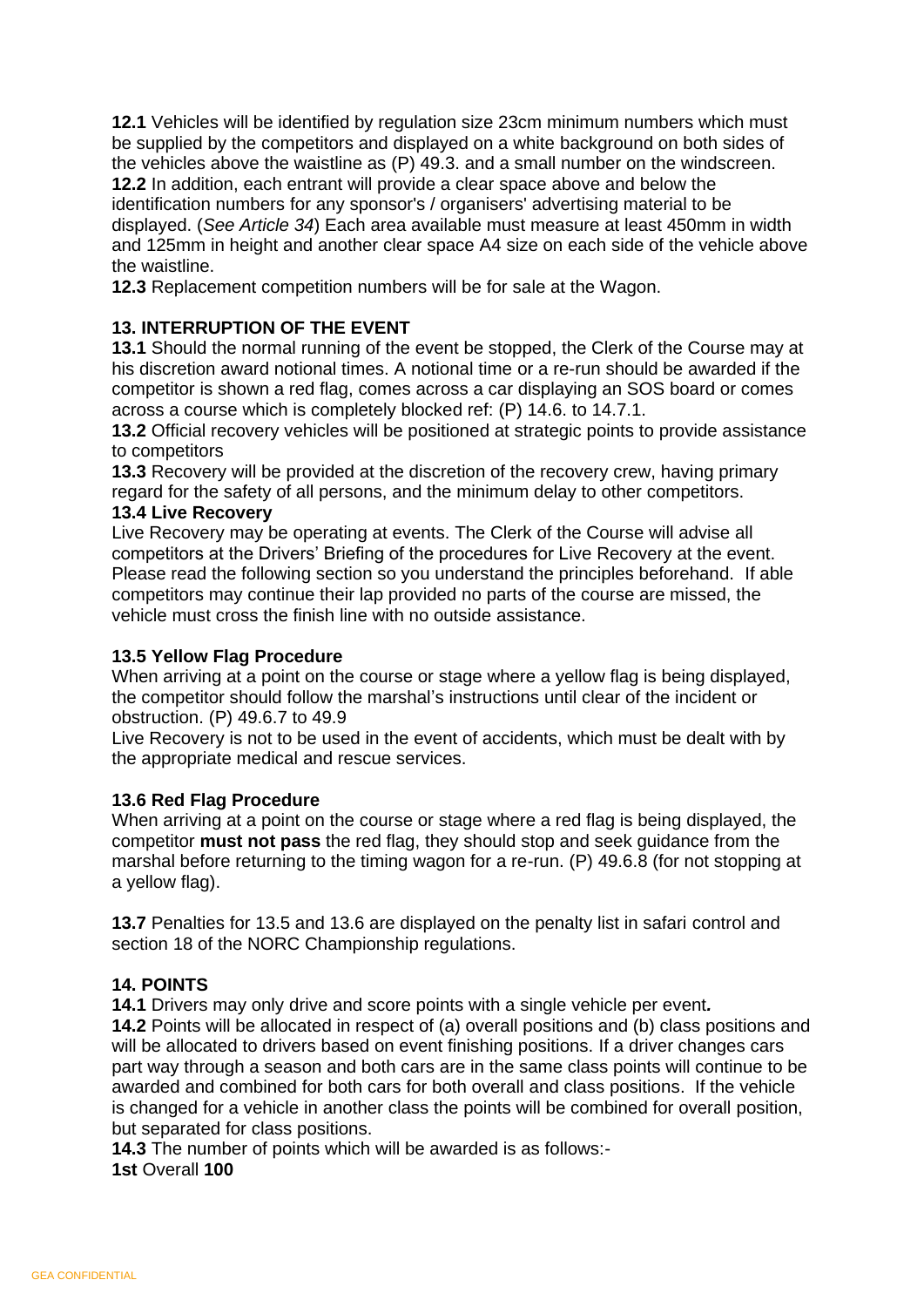**12.1** Vehicles will be identified by regulation size 23cm minimum numbers which must be supplied by the competitors and displayed on a white background on both sides of the vehicles above the waistline as (P) 49.3. and a small number on the windscreen.
**12.2** In addition, each entrant will provide a clear space above and below the identification numbers for any sponsor's / organisers' advertising material to be displayed. (*See Article 34*) Each area available must measure at least 450mm in width and 125mm in height and another clear space A4 size on each side of the vehicle above the waistline.
**12.3** Replacement competition numbers will be for sale at the Wagon.

### 13. INTERRUPTION OF THE EVENT

**13.1** Should the normal running of the event be stopped, the Clerk of the Course may at his discretion award notional times. A notional time or a re-run should be awarded if the competitor is shown a red flag, comes across a car displaying an SOS board or comes across a course which is completely blocked ref: (P) 14.6. to 14.7.1.
**13.2** Official recovery vehicles will be positioned at strategic points to provide assistance to competitors
**13.3** Recovery will be provided at the discretion of the recovery crew, having primary regard for the safety of all persons, and the minimum delay to other competitors.
**13.4 Live Recovery**
Live Recovery may be operating at events. The Clerk of the Course will advise all competitors at the Drivers' Briefing of the procedures for Live Recovery at the event. Please read the following section so you understand the principles beforehand. If able competitors may continue their lap provided no parts of the course are missed, the vehicle must cross the finish line with no outside assistance.

**13.5 Yellow Flag Procedure**
When arriving at a point on the course or stage where a yellow flag is being displayed, the competitor should follow the marshal's instructions until clear of the incident or obstruction. (P) 49.6.7 to 49.9
Live Recovery is not to be used in the event of accidents, which must be dealt with by the appropriate medical and rescue services.

**13.6 Red Flag Procedure**
When arriving at a point on the course or stage where a red flag is being displayed, the competitor **must not pass** the red flag, they should stop and seek guidance from the marshal before returning to the timing wagon for a re-run. (P) 49.6.8 (for not stopping at a yellow flag).

**13.7** Penalties for 13.5 and 13.6 are displayed on the penalty list in safari control and section 18 of the NORC Championship regulations.

### 14. POINTS

**14.1** Drivers may only drive and score points with a single vehicle per event.
**14.2** Points will be allocated in respect of (a) overall positions and (b) class positions and will be allocated to drivers based on event finishing positions. If a driver changes cars part way through a season and both cars are in the same class points will continue to be awarded and combined for both cars for both overall and class positions. If the vehicle is changed for a vehicle in another class the points will be combined for overall position, but separated for class positions.
**14.3** The number of points which will be awarded is as follows:-
**1st** Overall **100**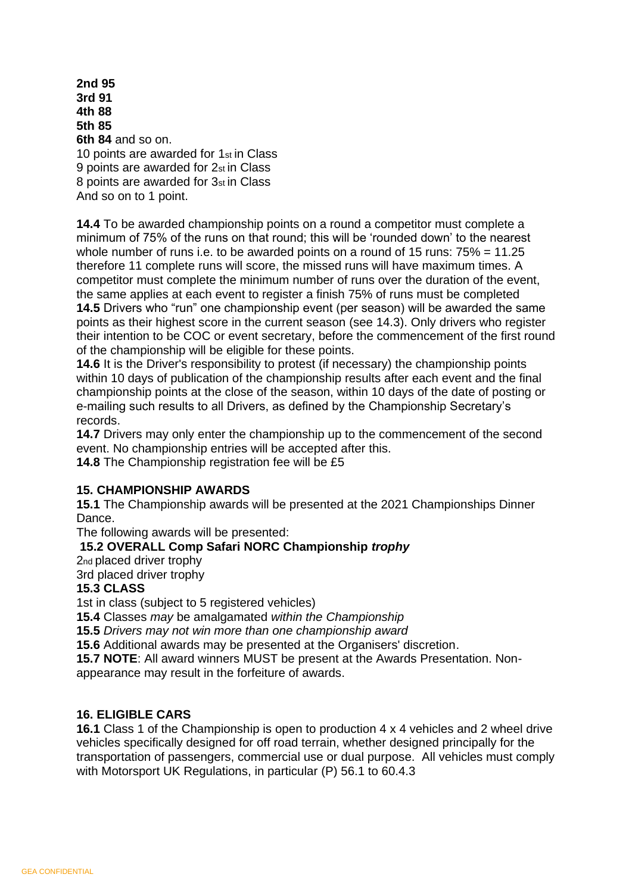**2nd 95**
**3rd 91**
**4th 88**
**5th 85**
**6th 84** and so on.
10 points are awarded for 1st in Class
9 points are awarded for 2st in Class
8 points are awarded for 3st in Class
And so on to 1 point.

**14.4** To be awarded championship points on a round a competitor must complete a minimum of 75% of the runs on that round; this will be 'rounded down' to the nearest whole number of runs i.e. to be awarded points on a round of 15 runs: 75% = 11.25 therefore 11 complete runs will score, the missed runs will have maximum times. A competitor must complete the minimum number of runs over the duration of the event, the same applies at each event to register a finish 75% of runs must be completed
**14.5** Drivers who "run" one championship event (per season) will be awarded the same points as their highest score in the current season (see 14.3). Only drivers who register their intention to be COC or event secretary, before the commencement of the first round of the championship will be eligible for these points.
**14.6** It is the Driver's responsibility to protest (if necessary) the championship points within 10 days of publication of the championship results after each event and the final championship points at the close of the season, within 10 days of the date of posting or e-mailing such results to all Drivers, as defined by the Championship Secretary's records.
**14.7** Drivers may only enter the championship up to the commencement of the second event. No championship entries will be accepted after this.
**14.8** The Championship registration fee will be £5

**15. CHAMPIONSHIP AWARDS**
**15.1** The Championship awards will be presented at the 2021 Championships Dinner Dance.
The following awards will be presented:
**15.2 OVERALL Comp Safari NORC Championship *trophy***
2nd placed driver trophy
3rd placed driver trophy
**15.3 CLASS**
1st in class (subject to 5 registered vehicles)
**15.4** Classes *may* be amalgamated *within the Championship*
**15.5** *Drivers may not win more than one championship award*
**15.6** Additional awards may be presented at the Organisers' discretion.
**15.7 NOTE**: All award winners MUST be present at the Awards Presentation. Non-appearance may result in the forfeiture of awards.

**16. ELIGIBLE CARS**
**16.1** Class 1 of the Championship is open to production 4 x 4 vehicles and 2 wheel drive vehicles specifically designed for off road terrain, whether designed principally for the transportation of passengers, commercial use or dual purpose. All vehicles must comply with Motorsport UK Regulations, in particular (P) 56.1 to 60.4.3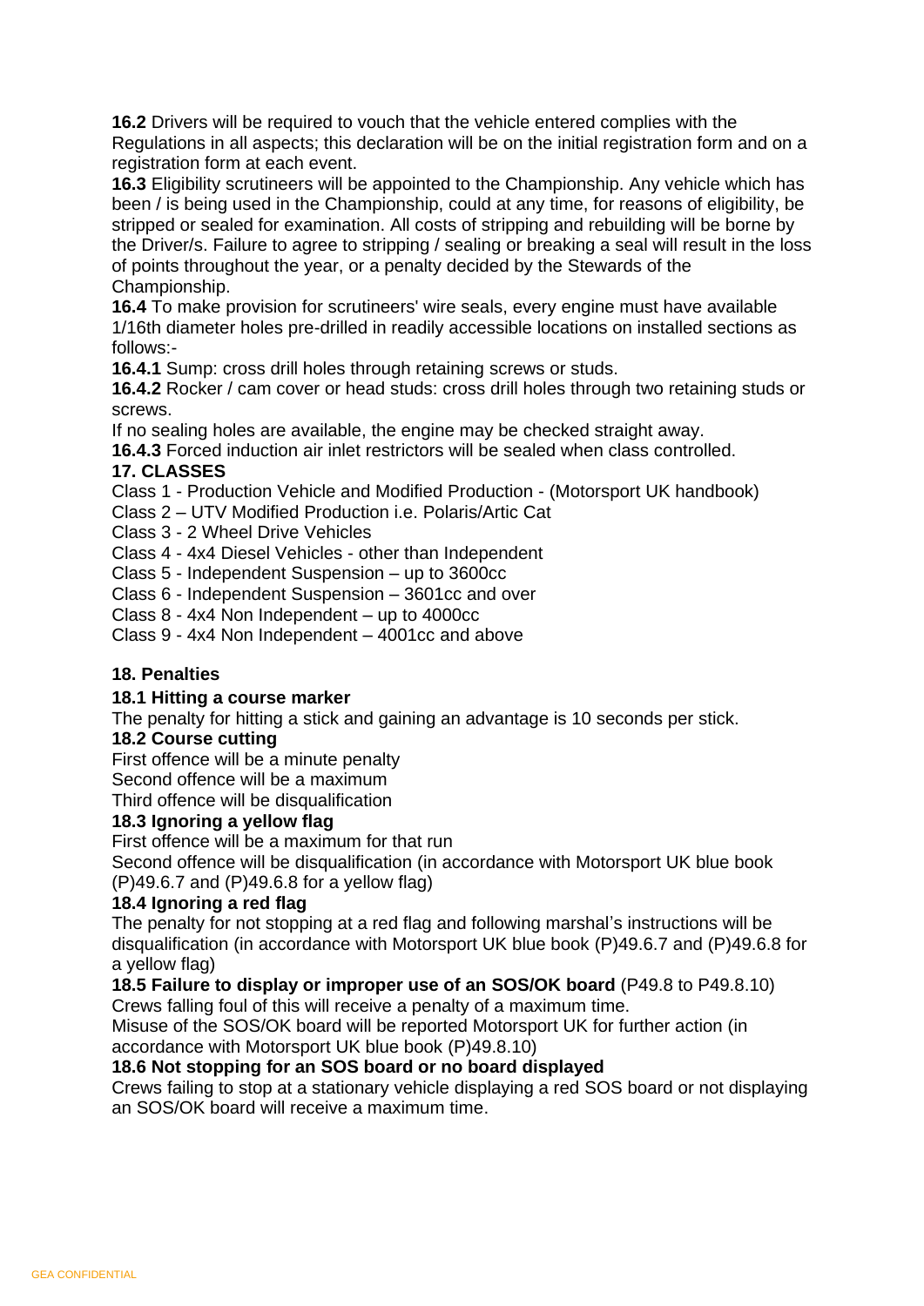**16.2** Drivers will be required to vouch that the vehicle entered complies with the Regulations in all aspects; this declaration will be on the initial registration form and on a registration form at each event.

**16.3** Eligibility scrutineers will be appointed to the Championship. Any vehicle which has been / is being used in the Championship, could at any time, for reasons of eligibility, be stripped or sealed for examination. All costs of stripping and rebuilding will be borne by the Driver/s. Failure to agree to stripping / sealing or breaking a seal will result in the loss of points throughout the year, or a penalty decided by the Stewards of the Championship.

**16.4** To make provision for scrutineers' wire seals, every engine must have available 1/16th diameter holes pre-drilled in readily accessible locations on installed sections as follows:-

**16.4.1** Sump: cross drill holes through retaining screws or studs.

**16.4.2** Rocker / cam cover or head studs: cross drill holes through two retaining studs or screws.

If no sealing holes are available, the engine may be checked straight away.

**16.4.3** Forced induction air inlet restrictors will be sealed when class controlled.

## 17. CLASSES

Class 1 - Production Vehicle and Modified Production - (Motorsport UK handbook)
Class 2 – UTV Modified Production i.e. Polaris/Artic Cat
Class 3 - 2 Wheel Drive Vehicles
Class 4 - 4x4 Diesel Vehicles - other than Independent
Class 5 - Independent Suspension – up to 3600cc
Class 6 - Independent Suspension – 3601cc and over
Class 8 - 4x4 Non Independent – up to 4000cc
Class 9 - 4x4 Non Independent – 4001cc and above

## 18. Penalties

### 18.1 Hitting a course marker

The penalty for hitting a stick and gaining an advantage is 10 seconds per stick.

### 18.2 Course cutting

First offence will be a minute penalty
Second offence will be a maximum
Third offence will be disqualification

### 18.3 Ignoring a yellow flag

First offence will be a maximum for that run
Second offence will be disqualification (in accordance with Motorsport UK blue book (P)49.6.7 and (P)49.6.8 for a yellow flag)

### 18.4 Ignoring a red flag

The penalty for not stopping at a red flag and following marshal's instructions will be disqualification (in accordance with Motorsport UK blue book (P)49.6.7 and (P)49.6.8 for a yellow flag)

### 18.5 Failure to display or improper use of an SOS/OK board (P49.8 to P49.8.10)

Crews falling foul of this will receive a penalty of a maximum time.
Misuse of the SOS/OK board will be reported Motorsport UK for further action (in accordance with Motorsport UK blue book (P)49.8.10)

### 18.6 Not stopping for an SOS board or no board displayed

Crews failing to stop at a stationary vehicle displaying a red SOS board or not displaying an SOS/OK board will receive a maximum time.